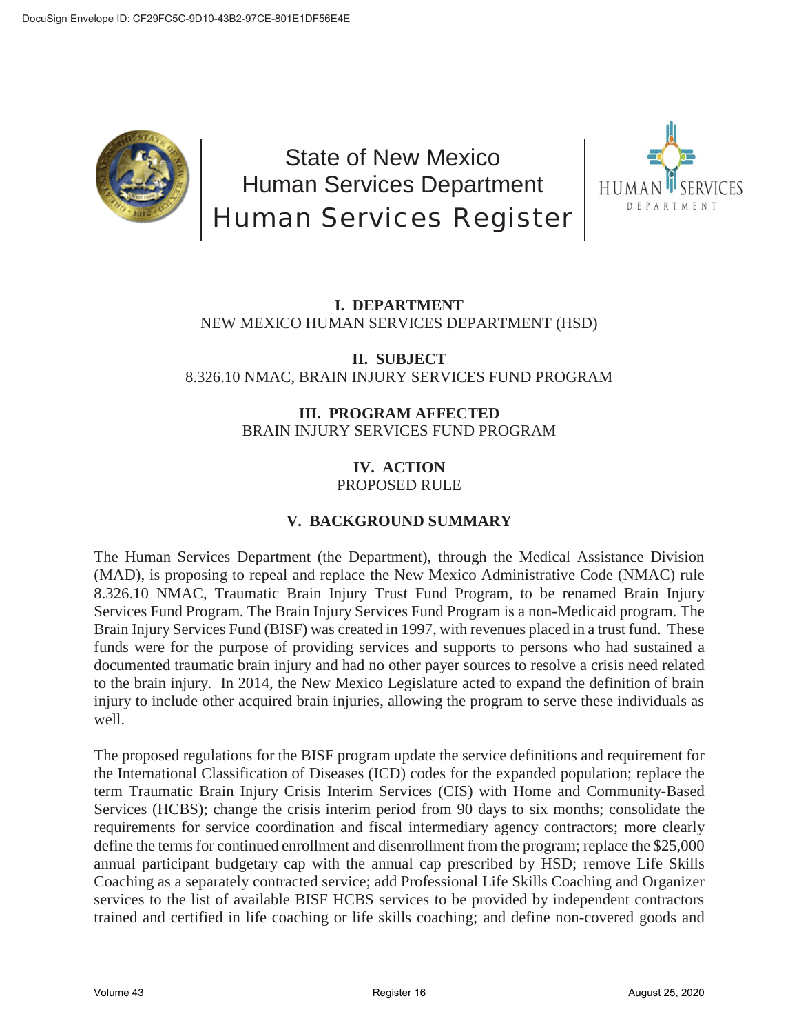State of New Mexico
Human Services Department
Human Services Register

## I. DEPARTMENT

NEW MEXICO HUMAN SERVICES DEPARTMENT (HSD)

## II. SUBJECT

8.326.10 NMAC, BRAIN INJURY SERVICES FUND PROGRAM

## III. PROGRAM AFFECTED

BRAIN INJURY SERVICES FUND PROGRAM

## IV. ACTION

PROPOSED RULE

## V. BACKGROUND SUMMARY

The Human Services Department (the Department), through the Medical Assistance Division (MAD), is proposing to repeal and replace the New Mexico Administrative Code (NMAC) rule 8.326.10 NMAC, Traumatic Brain Injury Trust Fund Program, to be renamed Brain Injury Services Fund Program. The Brain Injury Services Fund Program is a non-Medicaid program. The Brain Injury Services Fund (BISF) was created in 1997, with revenues placed in a trust fund. These funds were for the purpose of providing services and supports to persons who had sustained a documented traumatic brain injury and had no other payer sources to resolve a crisis need related to the brain injury. In 2014, the New Mexico Legislature acted to expand the definition of brain injury to include other acquired brain injuries, allowing the program to serve these individuals as well.

The proposed regulations for the BISF program update the service definitions and requirement for the International Classification of Diseases (ICD) codes for the expanded population; replace the term Traumatic Brain Injury Crisis Interim Services (CIS) with Home and Community-Based Services (HCBS); change the crisis interim period from 90 days to six months; consolidate the requirements for service coordination and fiscal intermediary agency contractors; more clearly define the terms for continued enrollment and disenrollment from the program; replace the $25,000 annual participant budgetary cap with the annual cap prescribed by HSD; remove Life Skills Coaching as a separately contracted service; add Professional Life Skills Coaching and Organizer services to the list of available BISF HCBS services to be provided by independent contractors trained and certified in life coaching or life skills coaching; and define non-covered goods and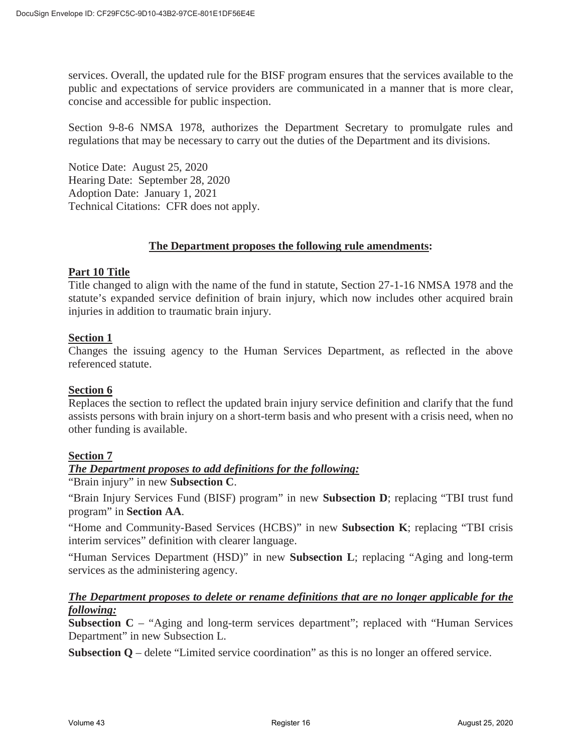services. Overall, the updated rule for the BISF program ensures that the services available to the public and expectations of service providers are communicated in a manner that is more clear, concise and accessible for public inspection.

Section 9-8-6 NMSA 1978, authorizes the Department Secretary to promulgate rules and regulations that may be necessary to carry out the duties of the Department and its divisions.

Notice Date: August 25, 2020
Hearing Date: September 28, 2020
Adoption Date: January 1, 2021
Technical Citations: CFR does not apply.

**The Department proposes the following rule amendments:**

**Part 10 Title**
Title changed to align with the name of the fund in statute, Section 27-1-16 NMSA 1978 and the statute's expanded service definition of brain injury, which now includes other acquired brain injuries in addition to traumatic brain injury.

**Section 1**
Changes the issuing agency to the Human Services Department, as reflected in the above referenced statute.

**Section 6**
Replaces the section to reflect the updated brain injury service definition and clarify that the fund assists persons with brain injury on a short-term basis and who present with a crisis need, when no other funding is available.

**Section 7**
***The Department proposes to add definitions for the following:***
"Brain injury" in new **Subsection C**.

"Brain Injury Services Fund (BISF) program" in new **Subsection D**; replacing "TBI trust fund program" in **Section AA**.

"Home and Community-Based Services (HCBS)" in new **Subsection K**; replacing "TBI crisis interim services" definition with clearer language.

"Human Services Department (HSD)" in new **Subsection L**; replacing "Aging and long-term services as the administering agency.

***The Department proposes to delete or rename definitions that are no longer applicable for the following:***
**Subsection C** – "Aging and long-term services department"; replaced with "Human Services Department" in new Subsection L.

**Subsection Q** – delete "Limited service coordination" as this is no longer an offered service.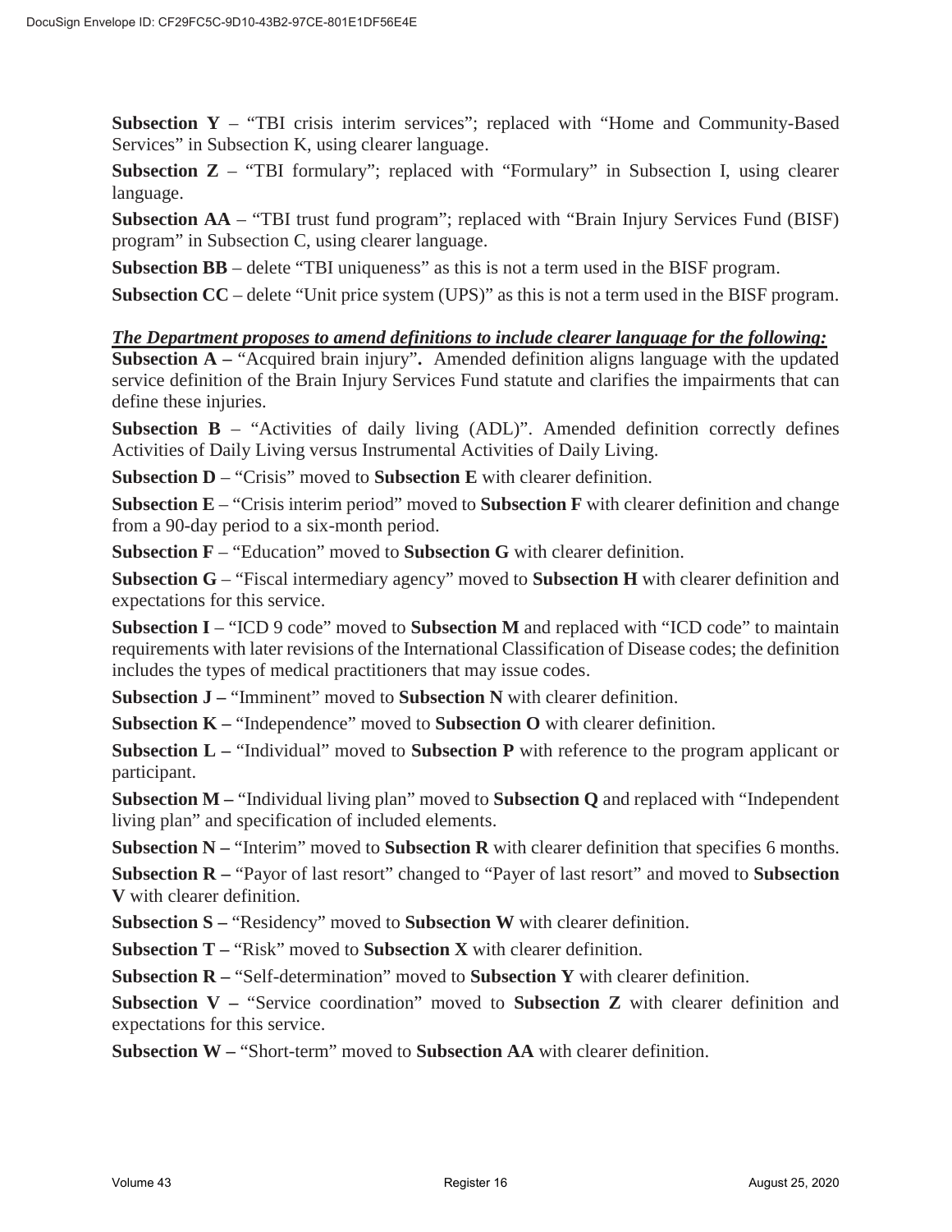**Subsection Y** – "TBI crisis interim services"; replaced with "Home and Community-Based Services" in Subsection K, using clearer language.

**Subsection Z** – "TBI formulary"; replaced with "Formulary" in Subsection I, using clearer language.

**Subsection AA** – "TBI trust fund program"; replaced with "Brain Injury Services Fund (BISF) program" in Subsection C, using clearer language.

**Subsection BB** – delete "TBI uniqueness" as this is not a term used in the BISF program.

**Subsection CC** – delete "Unit price system (UPS)" as this is not a term used in the BISF program.

***The Department proposes to amend definitions to include clearer language for the following:***

**Subsection A –** "Acquired brain injury"**.** Amended definition aligns language with the updated service definition of the Brain Injury Services Fund statute and clarifies the impairments that can define these injuries.

**Subsection B** – "Activities of daily living (ADL)". Amended definition correctly defines Activities of Daily Living versus Instrumental Activities of Daily Living.

**Subsection D** – "Crisis" moved to **Subsection E** with clearer definition.

**Subsection E** – "Crisis interim period" moved to **Subsection F** with clearer definition and change from a 90-day period to a six-month period.

**Subsection F** – "Education" moved to **Subsection G** with clearer definition.

**Subsection G** – "Fiscal intermediary agency" moved to **Subsection H** with clearer definition and expectations for this service.

**Subsection I** – "ICD 9 code" moved to **Subsection M** and replaced with "ICD code" to maintain requirements with later revisions of the International Classification of Disease codes; the definition includes the types of medical practitioners that may issue codes.

**Subsection J –** "Imminent" moved to **Subsection N** with clearer definition.

**Subsection K –** "Independence" moved to **Subsection O** with clearer definition.

**Subsection L –** "Individual" moved to **Subsection P** with reference to the program applicant or participant.

**Subsection M –** "Individual living plan" moved to **Subsection Q** and replaced with "Independent living plan" and specification of included elements.

**Subsection N –** "Interim" moved to **Subsection R** with clearer definition that specifies 6 months.

**Subsection R –** "Payor of last resort" changed to "Payer of last resort" and moved to **Subsection V** with clearer definition.

**Subsection S –** "Residency" moved to **Subsection W** with clearer definition.

**Subsection T –** "Risk" moved to **Subsection X** with clearer definition.

**Subsection R –** "Self-determination" moved to **Subsection Y** with clearer definition.

**Subsection V –** "Service coordination" moved to **Subsection Z** with clearer definition and expectations for this service.

**Subsection W –** "Short-term" moved to **Subsection AA** with clearer definition.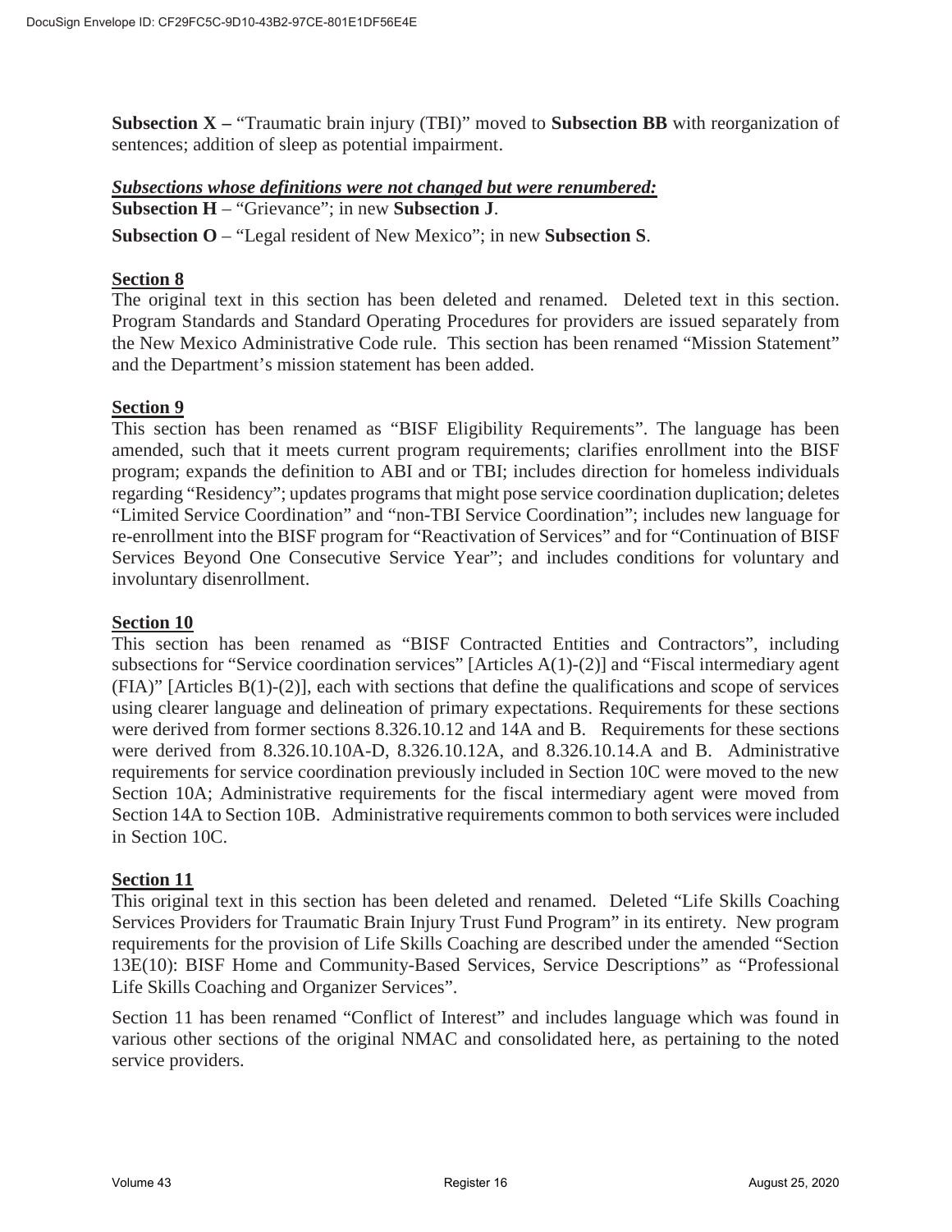**Subsection X –** “Traumatic brain injury (TBI)” moved to **Subsection BB** with reorganization of sentences; addition of sleep as potential impairment.

***Subsections whose definitions were not changed but were renumbered:***

**Subsection H** – “Grievance”; in new **Subsection J**.

**Subsection O** – “Legal resident of New Mexico”; in new **Subsection S**.

**Section 8**

The original text in this section has been deleted and renamed. Deleted text in this section. Program Standards and Standard Operating Procedures for providers are issued separately from the New Mexico Administrative Code rule. This section has been renamed “Mission Statement” and the Department’s mission statement has been added.

**Section 9**

This section has been renamed as “BISF Eligibility Requirements”. The language has been amended, such that it meets current program requirements; clarifies enrollment into the BISF program; expands the definition to ABI and or TBI; includes direction for homeless individuals regarding “Residency”; updates programs that might pose service coordination duplication; deletes “Limited Service Coordination” and “non-TBI Service Coordination”; includes new language for re-enrollment into the BISF program for “Reactivation of Services” and for “Continuation of BISF Services Beyond One Consecutive Service Year”; and includes conditions for voluntary and involuntary disenrollment.

**Section 10**

This section has been renamed as “BISF Contracted Entities and Contractors”, including subsections for “Service coordination services” [Articles A(1)-(2)] and “Fiscal intermediary agent (FIA)” [Articles B(1)-(2)], each with sections that define the qualifications and scope of services using clearer language and delineation of primary expectations. Requirements for these sections were derived from former sections 8.326.10.12 and 14A and B. Requirements for these sections were derived from 8.326.10.10A-D, 8.326.10.12A, and 8.326.10.14.A and B. Administrative requirements for service coordination previously included in Section 10C were moved to the new Section 10A; Administrative requirements for the fiscal intermediary agent were moved from Section 14A to Section 10B. Administrative requirements common to both services were included in Section 10C.

**Section 11**

This original text in this section has been deleted and renamed. Deleted “Life Skills Coaching Services Providers for Traumatic Brain Injury Trust Fund Program” in its entirety. New program requirements for the provision of Life Skills Coaching are described under the amended “Section 13E(10): BISF Home and Community-Based Services, Service Descriptions” as “Professional Life Skills Coaching and Organizer Services”.

Section 11 has been renamed “Conflict of Interest” and includes language which was found in various other sections of the original NMAC and consolidated here, as pertaining to the noted service providers.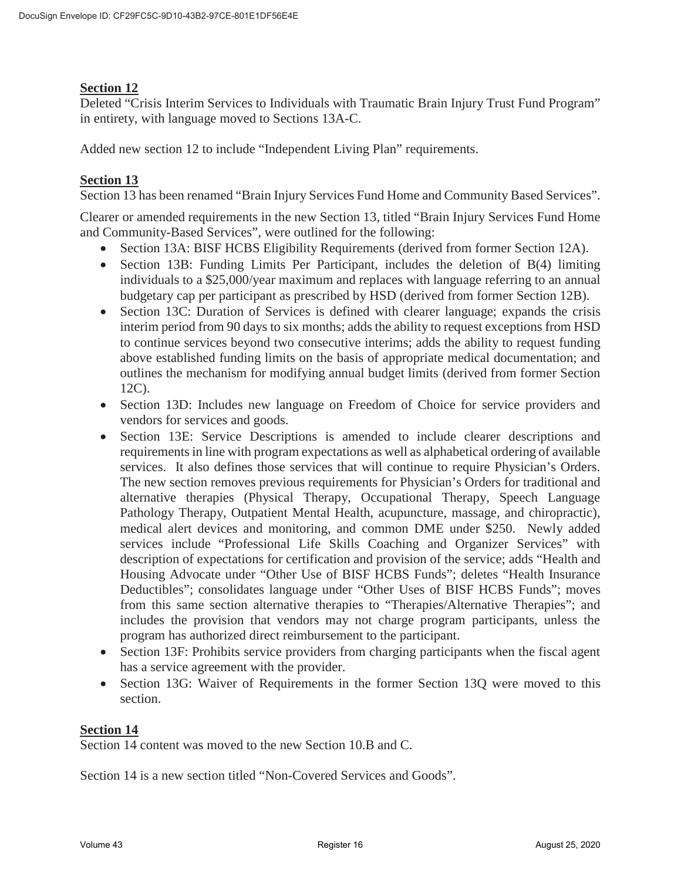**Section 12**

Deleted "Crisis Interim Services to Individuals with Traumatic Brain Injury Trust Fund Program" in entirety, with language moved to Sections 13A-C.

Added new section 12 to include "Independent Living Plan" requirements.

**Section 13**

Section 13 has been renamed "Brain Injury Services Fund Home and Community Based Services".

Clearer or amended requirements in the new Section 13, titled "Brain Injury Services Fund Home and Community-Based Services", were outlined for the following:

- Section 13A: BISF HCBS Eligibility Requirements (derived from former Section 12A).
- Section 13B: Funding Limits Per Participant, includes the deletion of B(4) limiting individuals to a $25,000/year maximum and replaces with language referring to an annual budgetary cap per participant as prescribed by HSD (derived from former Section 12B).
- Section 13C: Duration of Services is defined with clearer language; expands the crisis interim period from 90 days to six months; adds the ability to request exceptions from HSD to continue services beyond two consecutive interims; adds the ability to request funding above established funding limits on the basis of appropriate medical documentation; and outlines the mechanism for modifying annual budget limits (derived from former Section 12C).
- Section 13D: Includes new language on Freedom of Choice for service providers and vendors for services and goods.
- Section 13E: Service Descriptions is amended to include clearer descriptions and requirements in line with program expectations as well as alphabetical ordering of available services. It also defines those services that will continue to require Physician's Orders. The new section removes previous requirements for Physician's Orders for traditional and alternative therapies (Physical Therapy, Occupational Therapy, Speech Language Pathology Therapy, Outpatient Mental Health, acupuncture, massage, and chiropractic), medical alert devices and monitoring, and common DME under $250. Newly added services include "Professional Life Skills Coaching and Organizer Services" with description of expectations for certification and provision of the service; adds "Health and Housing Advocate under "Other Use of BISF HCBS Funds"; deletes "Health Insurance Deductibles"; consolidates language under "Other Uses of BISF HCBS Funds"; moves from this same section alternative therapies to "Therapies/Alternative Therapies"; and includes the provision that vendors may not charge program participants, unless the program has authorized direct reimbursement to the participant.
- Section 13F: Prohibits service providers from charging participants when the fiscal agent has a service agreement with the provider.
- Section 13G: Waiver of Requirements in the former Section 13Q were moved to this section.

**Section 14**

Section 14 content was moved to the new Section 10.B and C.

Section 14 is a new section titled "Non-Covered Services and Goods".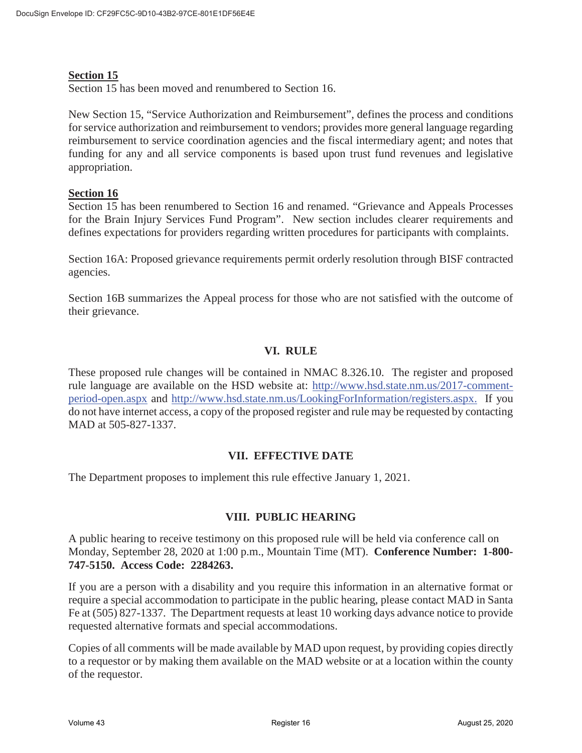**Section 15**
Section 15 has been moved and renumbered to Section 16.

New Section 15, "Service Authorization and Reimbursement", defines the process and conditions for service authorization and reimbursement to vendors; provides more general language regarding reimbursement to service coordination agencies and the fiscal intermediary agent; and notes that funding for any and all service components is based upon trust fund revenues and legislative appropriation.

**Section 16**
Section 15 has been renumbered to Section 16 and renamed. "Grievance and Appeals Processes for the Brain Injury Services Fund Program". New section includes clearer requirements and defines expectations for providers regarding written procedures for participants with complaints.

Section 16A: Proposed grievance requirements permit orderly resolution through BISF contracted agencies.

Section 16B summarizes the Appeal process for those who are not satisfied with the outcome of their grievance.

## VI. RULE

These proposed rule changes will be contained in NMAC 8.326.10. The register and proposed rule language are available on the HSD website at: http://www.hsd.state.nm.us/2017-comment-period-open.aspx and http://www.hsd.state.nm.us/LookingForInformation/registers.aspx. If you do not have internet access, a copy of the proposed register and rule may be requested by contacting MAD at 505-827-1337.

## VII. EFFECTIVE DATE

The Department proposes to implement this rule effective January 1, 2021.

## VIII. PUBLIC HEARING

A public hearing to receive testimony on this proposed rule will be held via conference call on Monday, September 28, 2020 at 1:00 p.m., Mountain Time (MT). **Conference Number: 1-800-747-5150. Access Code: 2284263.**

If you are a person with a disability and you require this information in an alternative format or require a special accommodation to participate in the public hearing, please contact MAD in Santa Fe at (505) 827-1337. The Department requests at least 10 working days advance notice to provide requested alternative formats and special accommodations.

Copies of all comments will be made available by MAD upon request, by providing copies directly to a requestor or by making them available on the MAD website or at a location within the county of the requestor.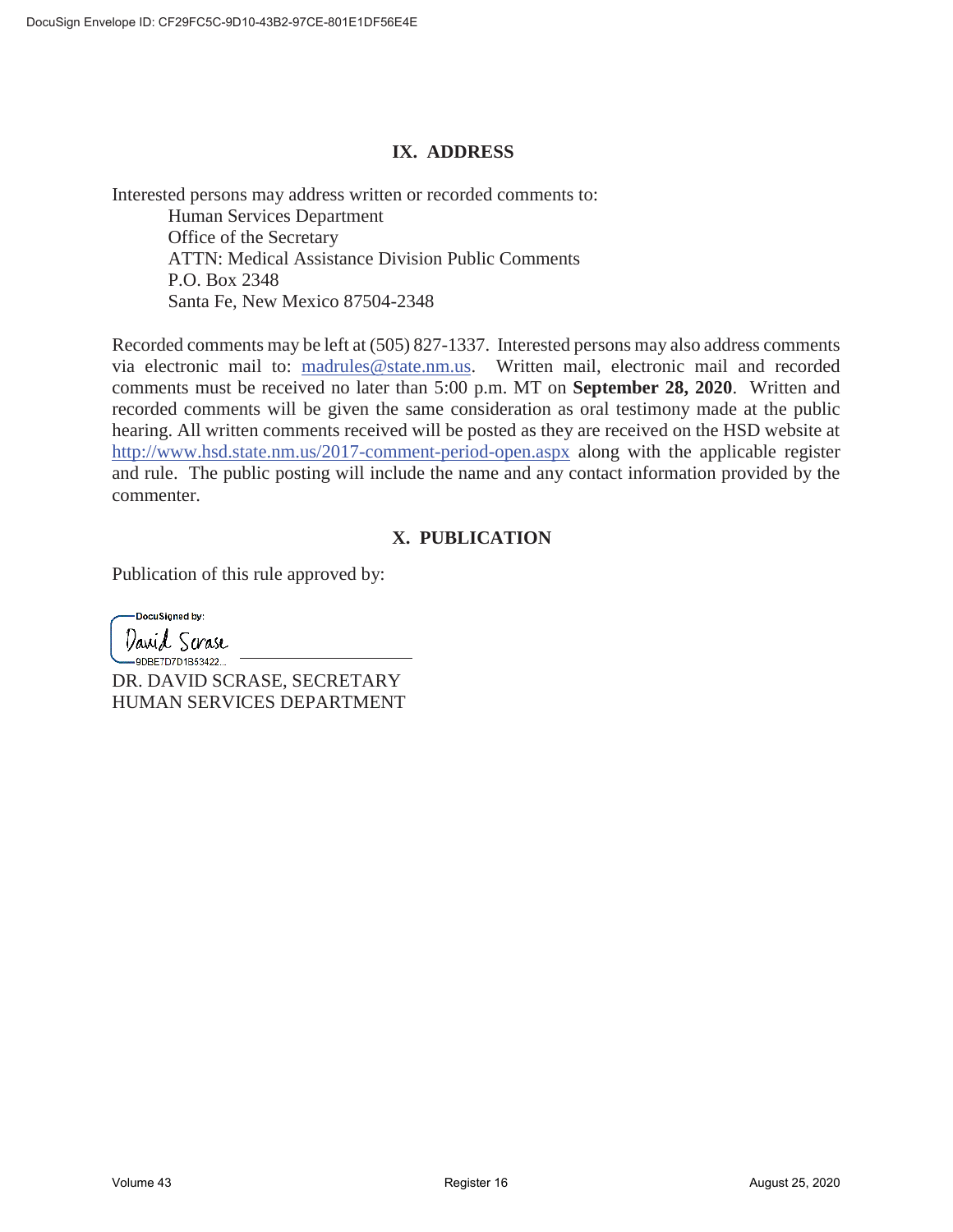## IX. ADDRESS

Interested persons may address written or recorded comments to:

Human Services Department
Office of the Secretary
ATTN: Medical Assistance Division Public Comments
P.O. Box 2348
Santa Fe, New Mexico 87504-2348

Recorded comments may be left at (505) 827-1337. Interested persons may also address comments via electronic mail to: madrules@state.nm.us. Written mail, electronic mail and recorded comments must be received no later than 5:00 p.m. MT on **September 28, 2020**. Written and recorded comments will be given the same consideration as oral testimony made at the public hearing. All written comments received will be posted as they are received on the HSD website at http://www.hsd.state.nm.us/2017-comment-period-open.aspx along with the applicable register and rule. The public posting will include the name and any contact information provided by the commenter.

## X. PUBLICATION

Publication of this rule approved by:

DocuSigned by:
David Scrase
9DBE7D7D1B53422...

DR. DAVID SCRASE, SECRETARY
HUMAN SERVICES DEPARTMENT